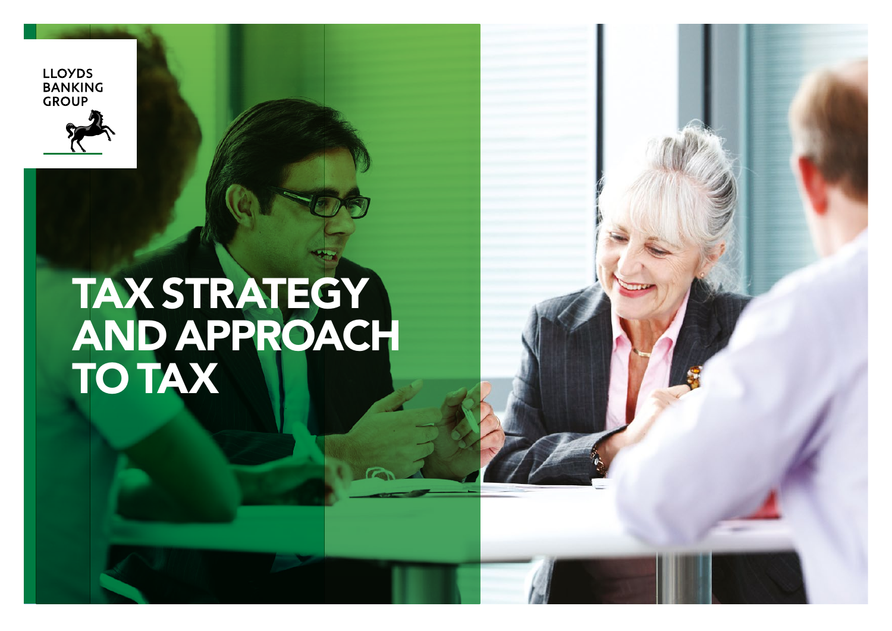LLOYDS BANKING GROUP

# TAX STRATEGY AND APPROACH TO TAX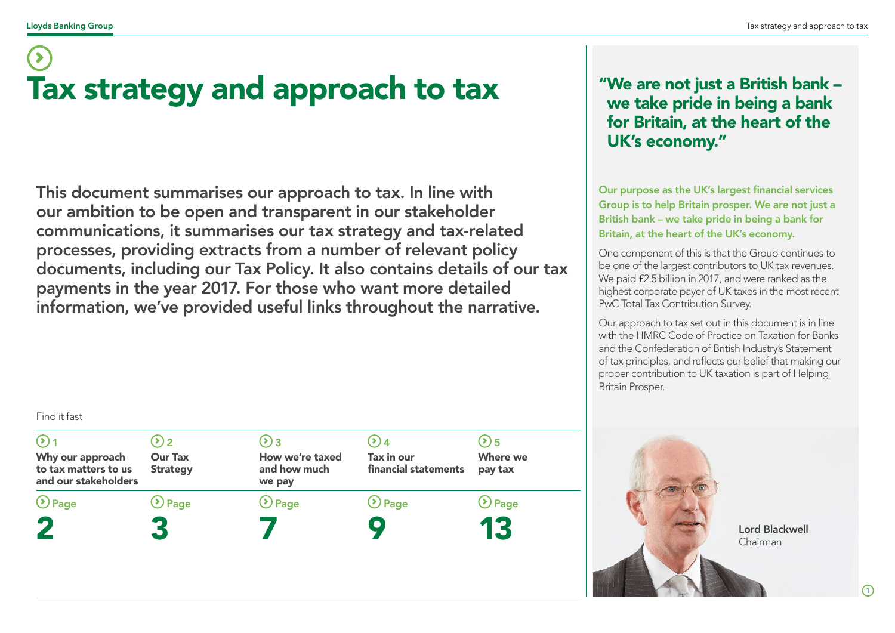# Tax strategy and approach to tax

**This document summarises our approach to tax. In line with our ambition to be open and transparent in our stakeholder communications, it summarises our tax strategy and tax-related processes, providing extracts from a number of relevant policy documents, including our Tax Policy. It also contains details of our tax payments in the year 2017. For those who want more detailed information, we've provided useful links throughout the narrative.**

Find it fast

| 1 | 2 | 3 | 4 | 5 |
|---|---|---|---|---|
| **Why our approach to tax matters to us and our stakeholders** | **Our Tax Strategy** | **How we're taxed and how much we pay** | **Tax in our financial statements** | **Where we pay tax** |
| Page **2** | Page **3** | Page **7** | Page **9** | Page **13** |

## "We are not just a British bank – we take pride in being a bank for Britain, at the heart of the UK's economy."

**Our purpose as the UK's largest financial services Group is to help Britain prosper. We are not just a British bank – we take pride in being a bank for Britain, at the heart of the UK's economy.**

One component of this is that the Group continues to be one of the largest contributors to UK tax revenues. We paid £2.5 billion in 2017, and were ranked as the highest corporate payer of UK taxes in the most recent PwC Total Tax Contribution Survey.

Our approach to tax set out in this document is in line with the HMRC Code of Practice on Taxation for Banks and the Confederation of British Industry's Statement of tax principles, and reflects our belief that making our proper contribution to UK taxation is part of Helping Britain Prosper.

**Lord Blackwell**
Chairman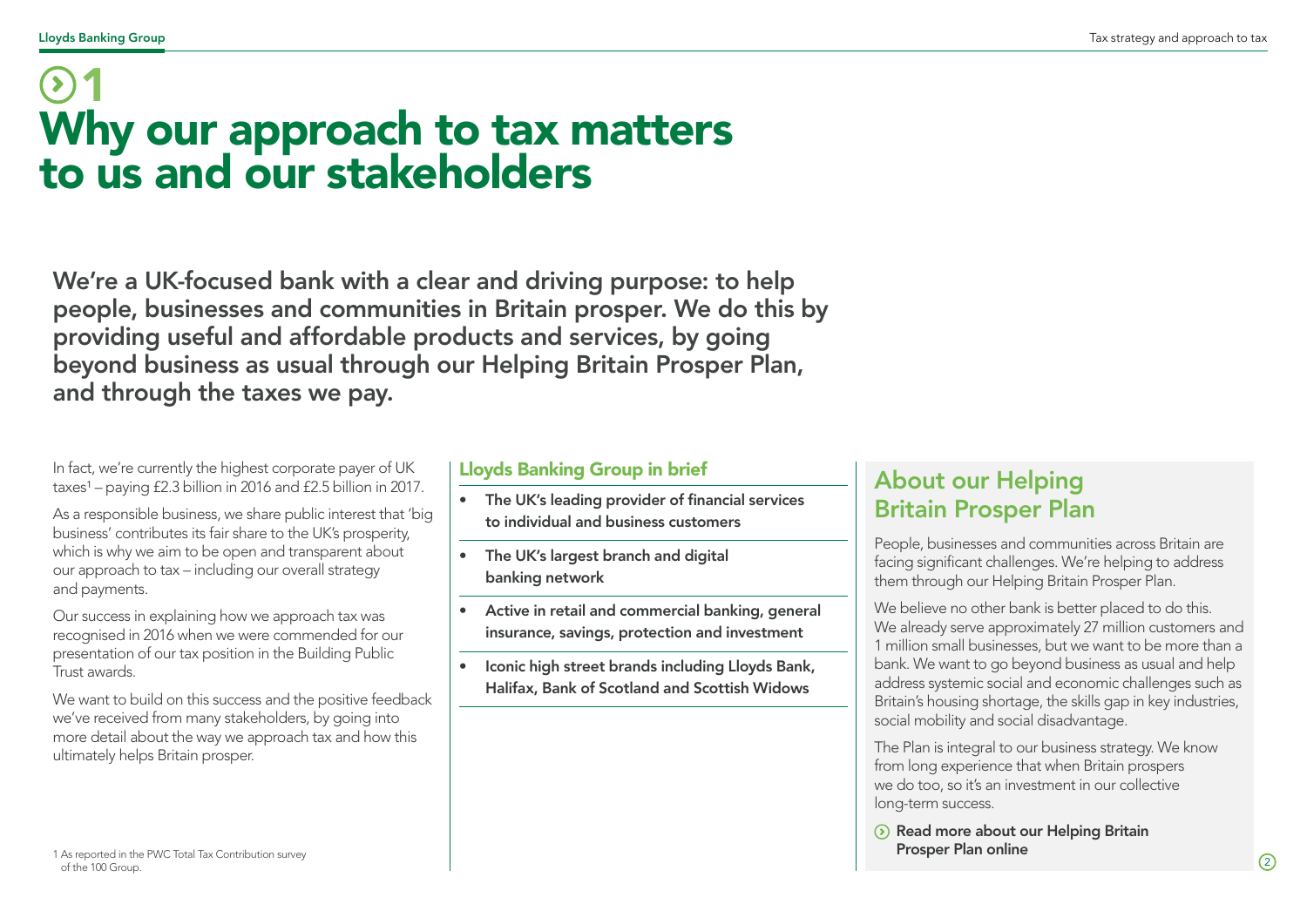# 1 Why our approach to tax matters to us and our stakeholders

**We're a UK-focused bank with a clear and driving purpose: to help people, businesses and communities in Britain prosper. We do this by providing useful and affordable products and services, by going beyond business as usual through our Helping Britain Prosper Plan, and through the taxes we pay.**

In fact, we're currently the highest corporate payer of UK taxes[1] – paying £2.3 billion in 2016 and £2.5 billion in 2017.

As a responsible business, we share public interest that 'big business' contributes its fair share to the UK's prosperity, which is why we aim to be open and transparent about our approach to tax – including our overall strategy and payments.

Our success in explaining how we approach tax was recognised in 2016 when we were commended for our presentation of our tax position in the Building Public Trust awards.

We want to build on this success and the positive feedback we've received from many stakeholders, by going into more detail about the way we approach tax and how this ultimately helps Britain prosper.

1 As reported in the PWC Total Tax Contribution survey of the 100 Group.

## Lloyds Banking Group in brief

- **The UK's leading provider of financial services to individual and business customers**
- **The UK's largest branch and digital banking network**
- **Active in retail and commercial banking, general insurance, savings, protection and investment**
- **Iconic high street brands including Lloyds Bank, Halifax, Bank of Scotland and Scottish Widows**

## About our Helping Britain Prosper Plan

People, businesses and communities across Britain are facing significant challenges. We're helping to address them through our Helping Britain Prosper Plan.

We believe no other bank is better placed to do this. We already serve approximately 27 million customers and 1 million small businesses, but we want to be more than a bank. We want to go beyond business as usual and help address systemic social and economic challenges such as Britain's housing shortage, the skills gap in key industries, social mobility and social disadvantage.

The Plan is integral to our business strategy. We know from long experience that when Britain prospers we do too, so it's an investment in our collective long-term success.

**Read more about our Helping Britain Prosper Plan online**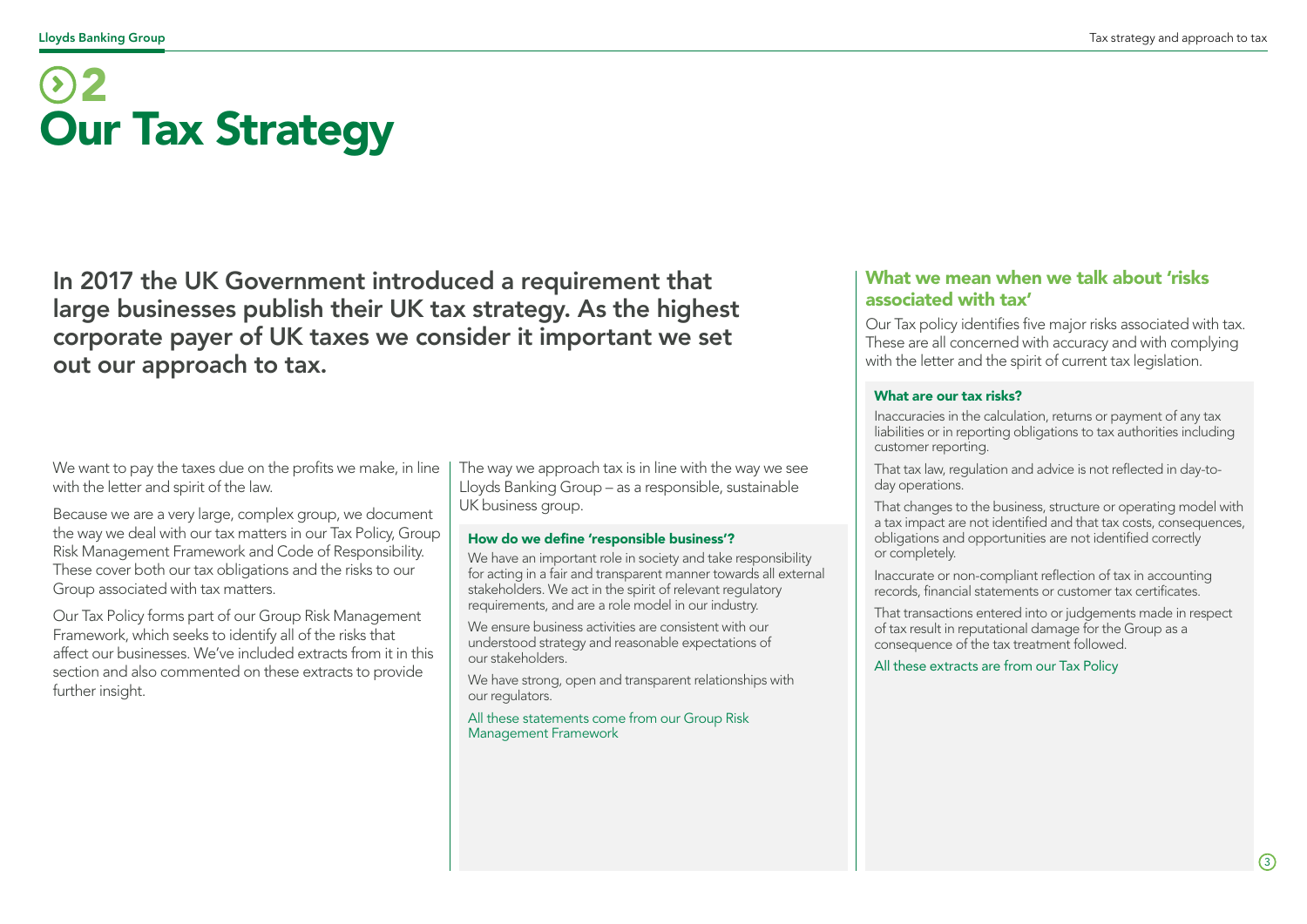# 2
# Our Tax Strategy

## In 2017 the UK Government introduced a requirement that large businesses publish their UK tax strategy. As the highest corporate payer of UK taxes we consider it important we set out our approach to tax.

We want to pay the taxes due on the profits we make, in line with the letter and spirit of the law.

Because we are a very large, complex group, we document the way we deal with our tax matters in our Tax Policy, Group Risk Management Framework and Code of Responsibility. These cover both our tax obligations and the risks to our Group associated with tax matters.

Our Tax Policy forms part of our Group Risk Management Framework, which seeks to identify all of the risks that affect our businesses. We've included extracts from it in this section and also commented on these extracts to provide further insight.

The way we approach tax is in line with the way we see Lloyds Banking Group – as a responsible, sustainable UK business group.

### How do we define 'responsible business'?

We have an important role in society and take responsibility for acting in a fair and transparent manner towards all external stakeholders. We act in the spirit of relevant regulatory requirements, and are a role model in our industry.

We ensure business activities are consistent with our understood strategy and reasonable expectations of our stakeholders.

We have strong, open and transparent relationships with our regulators.

All these statements come from our Group Risk Management Framework

## What we mean when we talk about 'risks associated with tax'

Our Tax policy identifies five major risks associated with tax. These are all concerned with accuracy and with complying with the letter and the spirit of current tax legislation.

### What are our tax risks?

Inaccuracies in the calculation, returns or payment of any tax liabilities or in reporting obligations to tax authorities including customer reporting.

That tax law, regulation and advice is not reflected in day-to-day operations.

That changes to the business, structure or operating model with a tax impact are not identified and that tax costs, consequences, obligations and opportunities are not identified correctly or completely.

Inaccurate or non-compliant reflection of tax in accounting records, financial statements or customer tax certificates.

That transactions entered into or judgements made in respect of tax result in reputational damage for the Group as a consequence of the tax treatment followed.

All these extracts are from our Tax Policy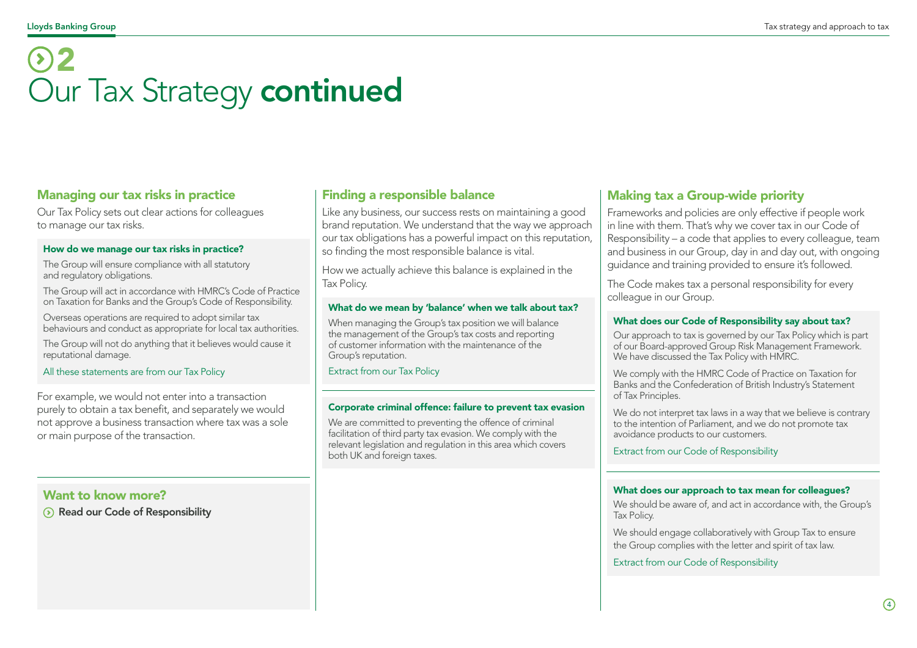# 2 Our Tax Strategy **continued**

## Managing our tax risks in practice

Our Tax Policy sets out clear actions for colleagues to manage our tax risks.

### How do we manage our tax risks in practice?

The Group will ensure compliance with all statutory and regulatory obligations.

The Group will act in accordance with HMRC's Code of Practice on Taxation for Banks and the Group's Code of Responsibility.

Overseas operations are required to adopt similar tax behaviours and conduct as appropriate for local tax authorities.

The Group will not do anything that it believes would cause it reputational damage.

All these statements are from our Tax Policy

For example, we would not enter into a transaction purely to obtain a tax benefit, and separately we would not approve a business transaction where tax was a sole or main purpose of the transaction.

## Want to know more?

**Read our Code of Responsibility**

## Finding a responsible balance

Like any business, our success rests on maintaining a good brand reputation. We understand that the way we approach our tax obligations has a powerful impact on this reputation, so finding the most responsible balance is vital.

How we actually achieve this balance is explained in the Tax Policy.

### What do we mean by 'balance' when we talk about tax?

When managing the Group's tax position we will balance the management of the Group's tax costs and reporting of customer information with the maintenance of the Group's reputation.

Extract from our Tax Policy

### Corporate criminal offence: failure to prevent tax evasion

We are committed to preventing the offence of criminal facilitation of third party tax evasion. We comply with the relevant legislation and regulation in this area which covers both UK and foreign taxes.

## Making tax a Group-wide priority

Frameworks and policies are only effective if people work in line with them. That's why we cover tax in our Code of Responsibility – a code that applies to every colleague, team and business in our Group, day in and day out, with ongoing guidance and training provided to ensure it's followed.

The Code makes tax a personal responsibility for every colleague in our Group.

### What does our Code of Responsibility say about tax?

Our approach to tax is governed by our Tax Policy which is part of our Board-approved Group Risk Management Framework. We have discussed the Tax Policy with HMRC.

We comply with the HMRC Code of Practice on Taxation for Banks and the Confederation of British Industry's Statement of Tax Principles.

We do not interpret tax laws in a way that we believe is contrary to the intention of Parliament, and we do not promote tax avoidance products to our customers.

Extract from our Code of Responsibility

### What does our approach to tax mean for colleagues?

We should be aware of, and act in accordance with, the Group's Tax Policy.

We should engage collaboratively with Group Tax to ensure the Group complies with the letter and spirit of tax law.

Extract from our Code of Responsibility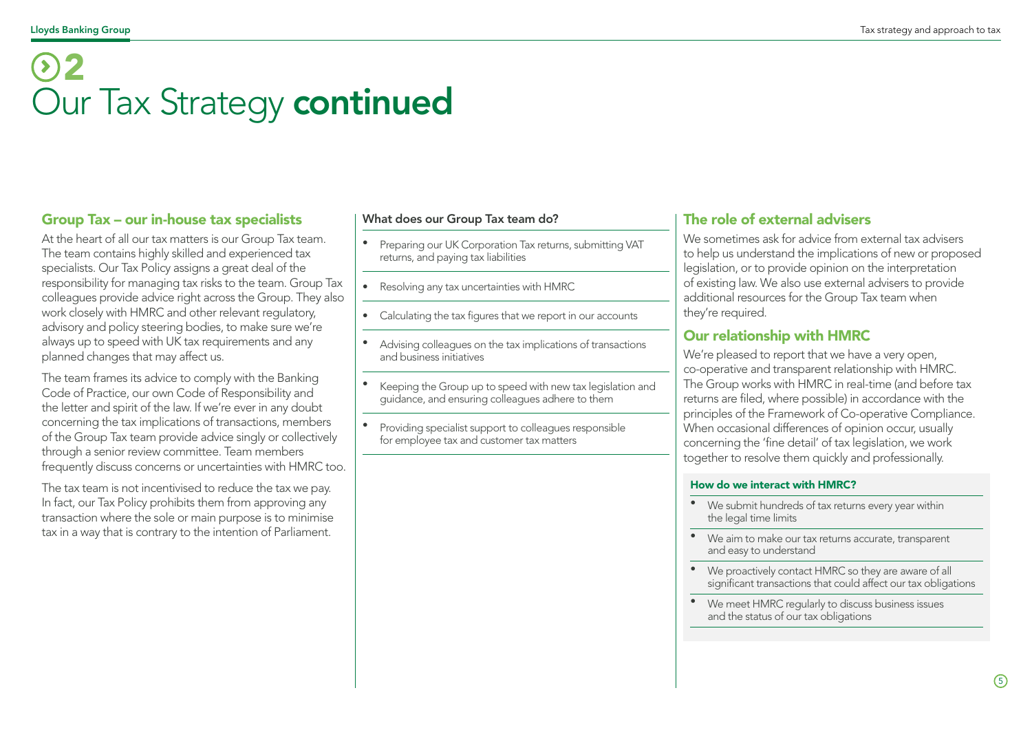# 2 Our Tax Strategy **continued**

## Group Tax – our in-house tax specialists

At the heart of all our tax matters is our Group Tax team. The team contains highly skilled and experienced tax specialists. Our Tax Policy assigns a great deal of the responsibility for managing tax risks to the team. Group Tax colleagues provide advice right across the Group. They also work closely with HMRC and other relevant regulatory, advisory and policy steering bodies, to make sure we're always up to speed with UK tax requirements and any planned changes that may affect us.

The team frames its advice to comply with the Banking Code of Practice, our own Code of Responsibility and the letter and spirit of the law. If we're ever in any doubt concerning the tax implications of transactions, members of the Group Tax team provide advice singly or collectively through a senior review committee. Team members frequently discuss concerns or uncertainties with HMRC too.

The tax team is not incentivised to reduce the tax we pay. In fact, our Tax Policy prohibits them from approving any transaction where the sole or main purpose is to minimise tax in a way that is contrary to the intention of Parliament.

### What does our Group Tax team do?

- Preparing our UK Corporation Tax returns, submitting VAT returns, and paying tax liabilities
- Resolving any tax uncertainties with HMRC
- Calculating the tax figures that we report in our accounts
- Advising colleagues on the tax implications of transactions and business initiatives
- Keeping the Group up to speed with new tax legislation and guidance, and ensuring colleagues adhere to them
- Providing specialist support to colleagues responsible for employee tax and customer tax matters

## The role of external advisers

We sometimes ask for advice from external tax advisers to help us understand the implications of new or proposed legislation, or to provide opinion on the interpretation of existing law. We also use external advisers to provide additional resources for the Group Tax team when they're required.

## Our relationship with HMRC

We're pleased to report that we have a very open, co-operative and transparent relationship with HMRC. The Group works with HMRC in real-time (and before tax returns are filed, where possible) in accordance with the principles of the Framework of Co-operative Compliance. When occasional differences of opinion occur, usually concerning the 'fine detail' of tax legislation, we work together to resolve them quickly and professionally.

### How do we interact with HMRC?

- We submit hundreds of tax returns every year within the legal time limits
- We aim to make our tax returns accurate, transparent and easy to understand
- We proactively contact HMRC so they are aware of all significant transactions that could affect our tax obligations
- We meet HMRC regularly to discuss business issues and the status of our tax obligations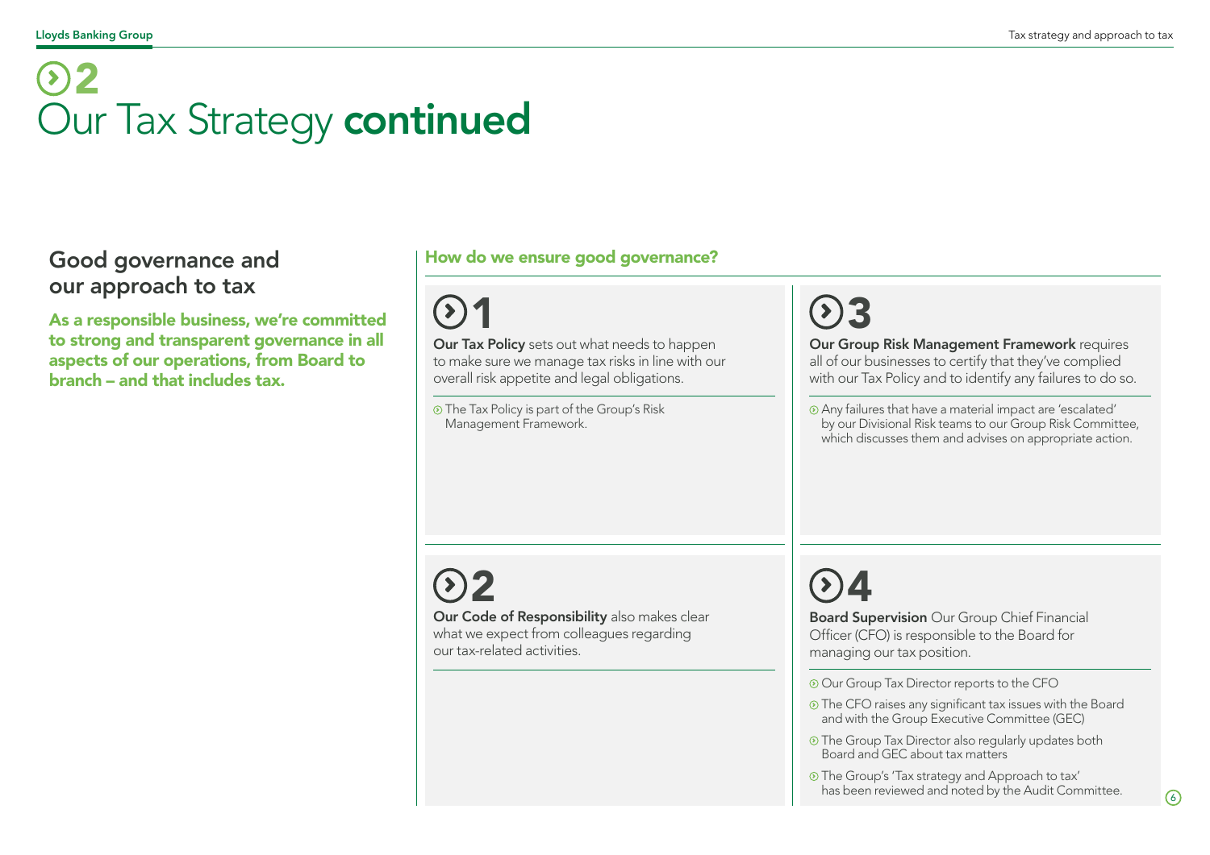# 2 Our Tax Strategy continued

## Good governance and our approach to tax

**As a responsible business, we're committed to strong and transparent governance in all aspects of our operations, from Board to branch – and that includes tax.**

### How do we ensure good governance?

#### 1

**Our Tax Policy** sets out what needs to happen to make sure we manage tax risks in line with our overall risk appetite and legal obligations.

- The Tax Policy is part of the Group's Risk Management Framework.

#### 2

**Our Code of Responsibility** also makes clear what we expect from colleagues regarding our tax-related activities.

#### 3

**Our Group Risk Management Framework** requires all of our businesses to certify that they've complied with our Tax Policy and to identify any failures to do so.

- Any failures that have a material impact are 'escalated' by our Divisional Risk teams to our Group Risk Committee, which discusses them and advises on appropriate action.

#### 4

**Board Supervision** Our Group Chief Financial Officer (CFO) is responsible to the Board for managing our tax position.

- Our Group Tax Director reports to the CFO
- The CFO raises any significant tax issues with the Board and with the Group Executive Committee (GEC)
- The Group Tax Director also regularly updates both Board and GEC about tax matters
- The Group's 'Tax strategy and Approach to tax' has been reviewed and noted by the Audit Committee.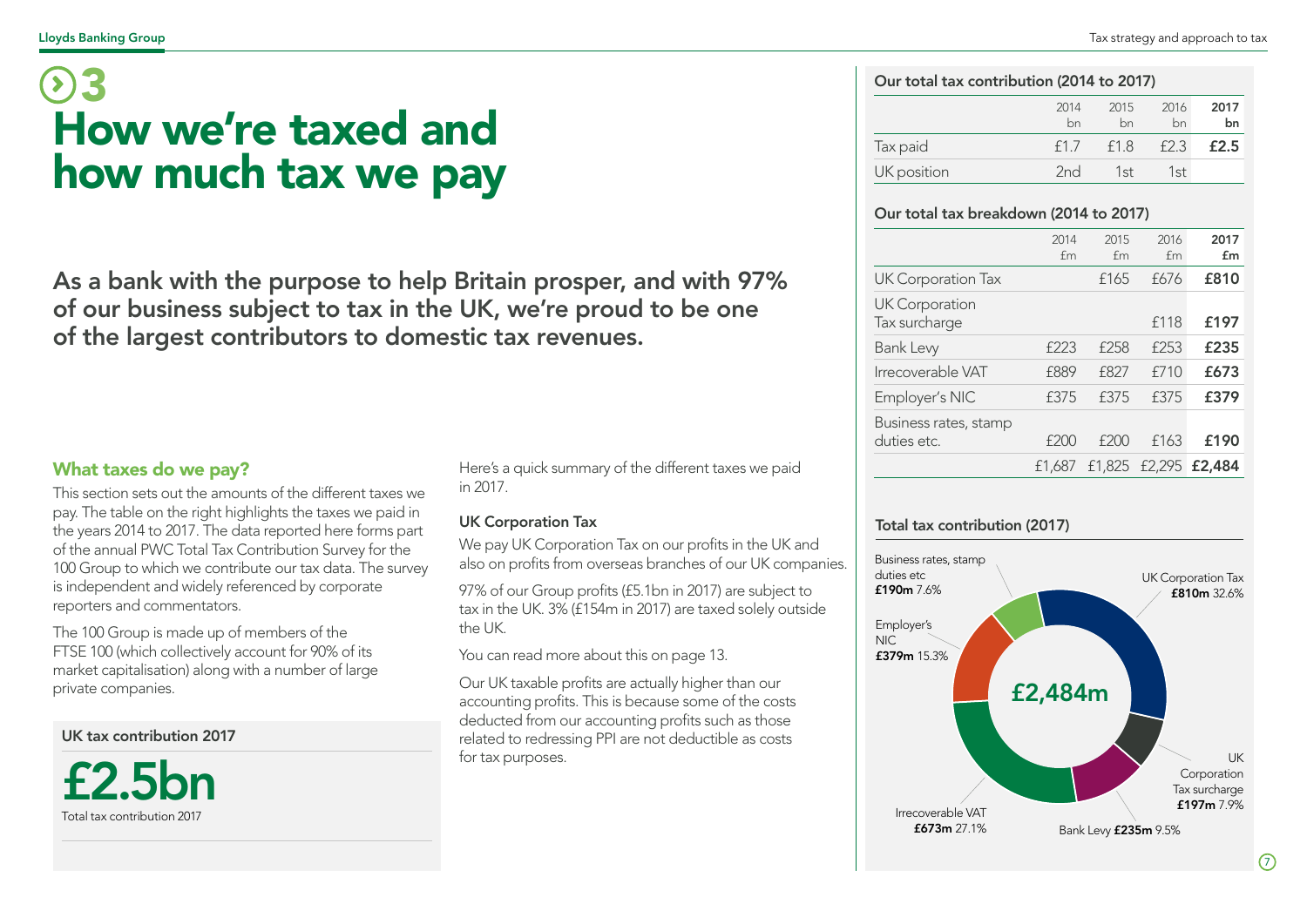# 3
# How we're taxed and how much tax we pay

**As a bank with the purpose to help Britain prosper, and with 97% of our business subject to tax in the UK, we're proud to be one of the largest contributors to domestic tax revenues.**

## What taxes do we pay?

This section sets out the amounts of the different taxes we pay. The table on the right highlights the taxes we paid in the years 2014 to 2017. The data reported here forms part of the annual PWC Total Tax Contribution Survey for the 100 Group to which we contribute our tax data. The survey is independent and widely referenced by corporate reporters and commentators.

The 100 Group is made up of members of the FTSE 100 (which collectively account for 90% of its market capitalisation) along with a number of large private companies.

**UK tax contribution 2017**

**£2.5bn**
Total tax contribution 2017

Here's a quick summary of the different taxes we paid in 2017.

### UK Corporation Tax

We pay UK Corporation Tax on our profits in the UK and also on profits from overseas branches of our UK companies.

97% of our Group profits (£5.1bn in 2017) are subject to tax in the UK. 3% (£154m in 2017) are taxed solely outside the UK.

You can read more about this on page 13.

Our UK taxable profits are actually higher than our accounting profits. This is because some of the costs deducted from our accounting profits such as those related to redressing PPI are not deductible as costs for tax purposes.

### Our total tax contribution (2014 to 2017)

| | 2014 bn | 2015 bn | 2016 bn | **2017 bn** |
|---|---|---|---|---|
| Tax paid | £1.7 | £1.8 | £2.3 | **£2.5** |
| UK position | 2nd | 1st | 1st | |

### Our total tax breakdown (2014 to 2017)

| | 2014 £m | 2015 £m | 2016 £m | **2017 £m** |
|---|---|---|---|---|
| UK Corporation Tax | | £165 | £676 | **£810** |
| UK Corporation Tax surcharge | | | £118 | **£197** |
| Bank Levy | £223 | £258 | £253 | **£235** |
| Irrecoverable VAT | £889 | £827 | £710 | **£673** |
| Employer's NIC | £375 | £375 | £375 | **£379** |
| Business rates, stamp duties etc. | £200 | £200 | £163 | **£190** |
| | £1,687 | £1,825 | £2,295 | **£2,484** |

### Total tax contribution (2017)

**£2,484m**

- UK Corporation Tax **£810m** 32.6%
- UK Corporation Tax surcharge **£197m** 7.9%
- Bank Levy **£235m** 9.5%
- Irrecoverable VAT **£673m** 27.1%
- Employer's NIC **£379m** 15.3%
- Business rates, stamp duties etc **£190m** 7.6%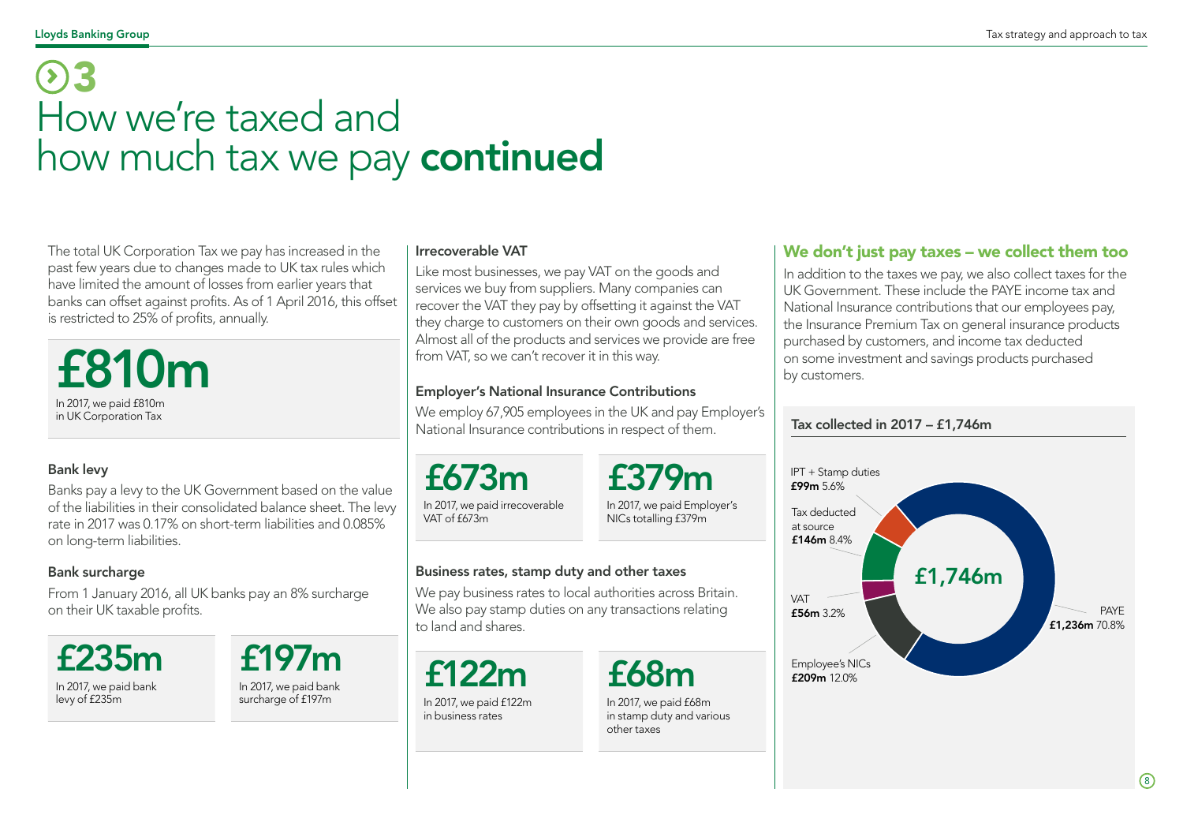# 3

# How we're taxed and how much tax we pay **continued**

The total UK Corporation Tax we pay has increased in the past few years due to changes made to UK tax rules which have limited the amount of losses from earlier years that banks can offset against profits. As of 1 April 2016, this offset is restricted to 25% of profits, annually.

**£810m**

In 2017, we paid £810m in UK Corporation Tax

### Bank levy

Banks pay a levy to the UK Government based on the value of the liabilities in their consolidated balance sheet. The levy rate in 2017 was 0.17% on short-term liabilities and 0.085% on long-term liabilities.

### Bank surcharge

From 1 January 2016, all UK banks pay an 8% surcharge on their UK taxable profits.

**£235m**

In 2017, we paid bank levy of £235m

**£197m**

In 2017, we paid bank surcharge of £197m

### Irrecoverable VAT

Like most businesses, we pay VAT on the goods and services we buy from suppliers. Many companies can recover the VAT they pay by offsetting it against the VAT they charge to customers on their own goods and services. Almost all of the products and services we provide are free from VAT, so we can't recover it in this way.

### Employer's National Insurance Contributions

We employ 67,905 employees in the UK and pay Employer's National Insurance contributions in respect of them.

**£673m**

In 2017, we paid irrecoverable VAT of £673m

**£379m**

In 2017, we paid Employer's NICs totalling £379m

### Business rates, stamp duty and other taxes

We pay business rates to local authorities across Britain. We also pay stamp duties on any transactions relating to land and shares.

**£122m**

In 2017, we paid £122m in business rates

**£68m**

In 2017, we paid £68m in stamp duty and various other taxes

## We don't just pay taxes – we collect them too

In addition to the taxes we pay, we also collect taxes for the UK Government. These include the PAYE income tax and National Insurance contributions that our employees pay, the Insurance Premium Tax on general insurance products purchased by customers, and income tax deducted on some investment and savings products purchased by customers.

**Tax collected in 2017 – £1,746m**

| Category | Amount | % |
|---|---|---|
| PAYE | £1,236m | 70.8% |
| Employee's NICs | £209m | 12.0% |
| VAT | £56m | 3.2% |
| Tax deducted at source | £146m | 8.4% |
| IPT + Stamp duties | £99m | 5.6% |
| **Total** | **£1,746m** | |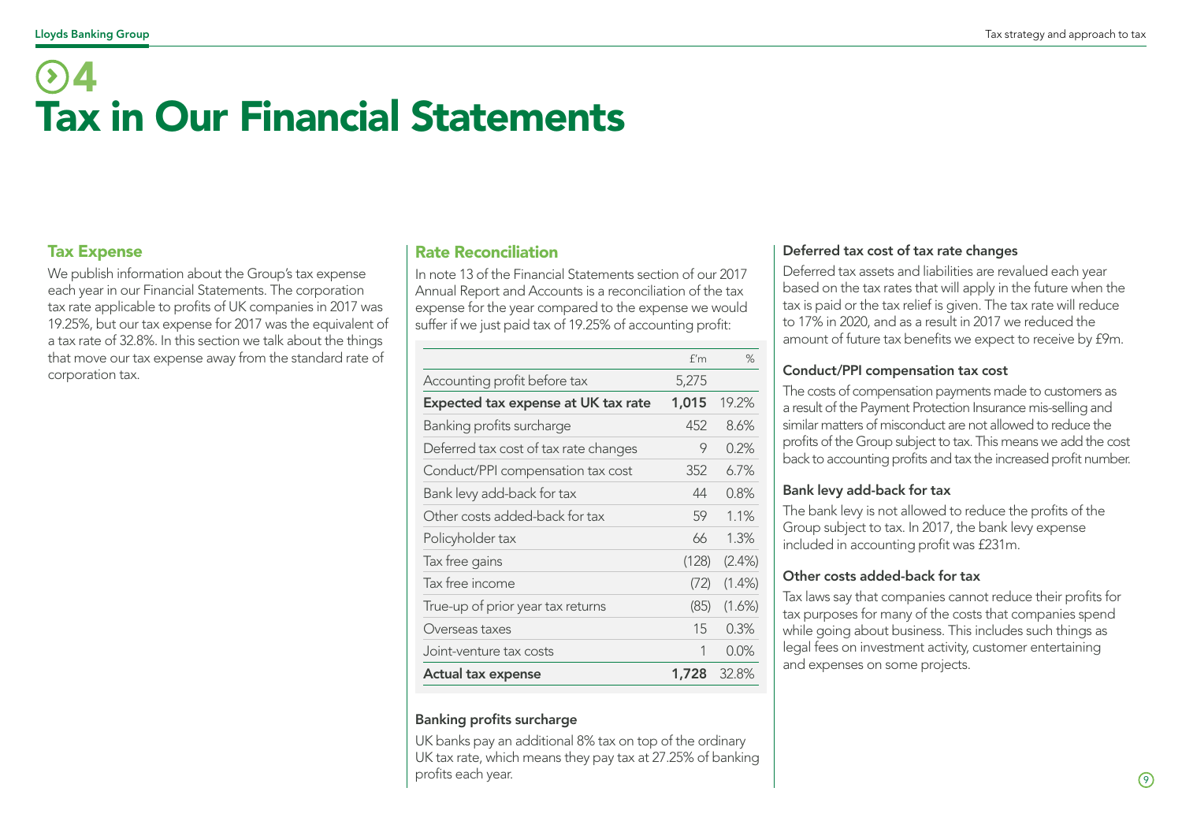# 4
# Tax in Our Financial Statements

## Tax Expense

We publish information about the Group's tax expense each year in our Financial Statements. The corporation tax rate applicable to profits of UK companies in 2017 was 19.25%, but our tax expense for 2017 was the equivalent of a tax rate of 32.8%. In this section we talk about the things that move our tax expense away from the standard rate of corporation tax.

## Rate Reconciliation

In note 13 of the Financial Statements section of our 2017 Annual Report and Accounts is a reconciliation of the tax expense for the year compared to the expense we would suffer if we just paid tax of 19.25% of accounting profit:

| | £'m | % |
|---|---|---|
| Accounting profit before tax | 5,275 | |
| **Expected tax expense at UK tax rate** | **1,015** | 19.2% |
| Banking profits surcharge | 452 | 8.6% |
| Deferred tax cost of tax rate changes | 9 | 0.2% |
| Conduct/PPI compensation tax cost | 352 | 6.7% |
| Bank levy add-back for tax | 44 | 0.8% |
| Other costs added-back for tax | 59 | 1.1% |
| Policyholder tax | 66 | 1.3% |
| Tax free gains | (128) | (2.4%) |
| Tax free income | (72) | (1.4%) |
| True-up of prior year tax returns | (85) | (1.6%) |
| Overseas taxes | 15 | 0.3% |
| Joint-venture tax costs | 1 | 0.0% |
| **Actual tax expense** | **1,728** | 32.8% |

### Banking profits surcharge

UK banks pay an additional 8% tax on top of the ordinary UK tax rate, which means they pay tax at 27.25% of banking profits each year.

### Deferred tax cost of tax rate changes

Deferred tax assets and liabilities are revalued each year based on the tax rates that will apply in the future when the tax is paid or the tax relief is given. The tax rate will reduce to 17% in 2020, and as a result in 2017 we reduced the amount of future tax benefits we expect to receive by £9m.

### Conduct/PPI compensation tax cost

The costs of compensation payments made to customers as a result of the Payment Protection Insurance mis-selling and similar matters of misconduct are not allowed to reduce the profits of the Group subject to tax. This means we add the cost back to accounting profits and tax the increased profit number.

### Bank levy add-back for tax

The bank levy is not allowed to reduce the profits of the Group subject to tax. In 2017, the bank levy expense included in accounting profit was £231m.

### Other costs added-back for tax

Tax laws say that companies cannot reduce their profits for tax purposes for many of the costs that companies spend while going about business. This includes such things as legal fees on investment activity, customer entertaining and expenses on some projects.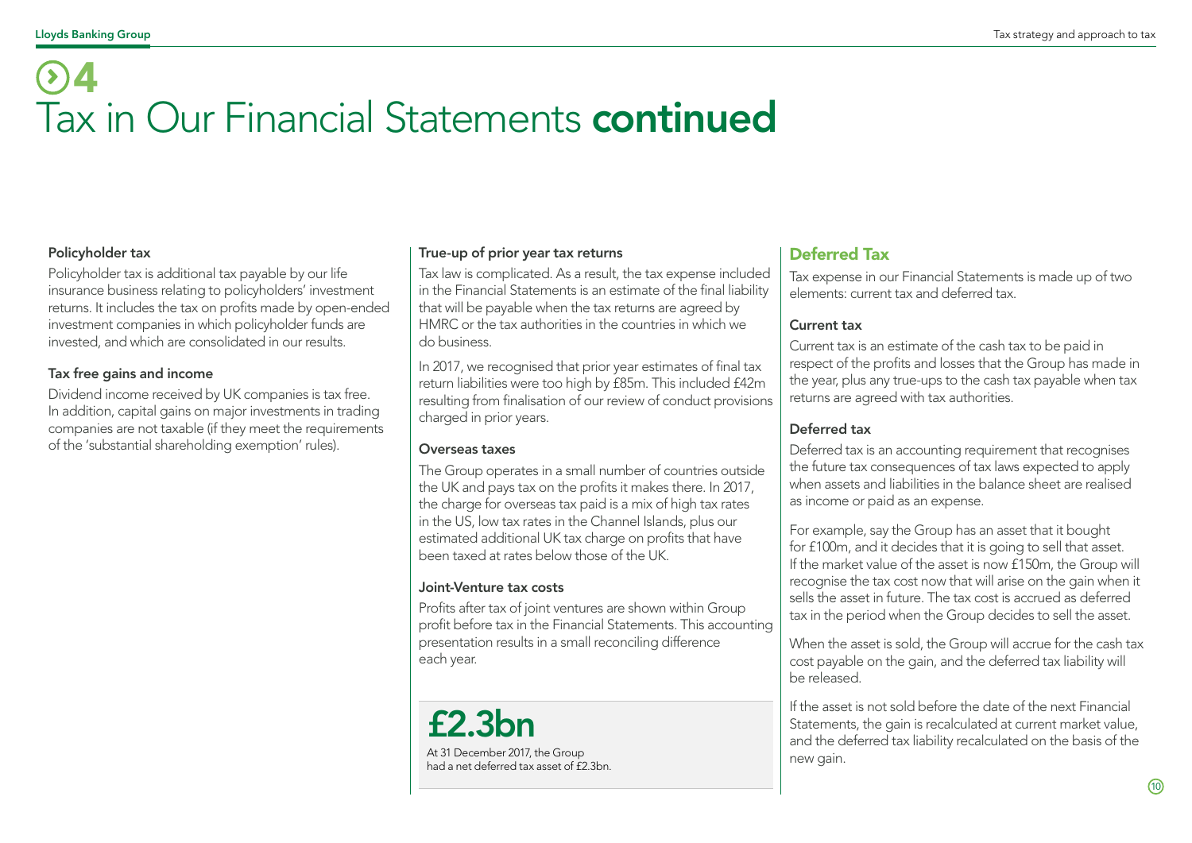# 4 Tax in Our Financial Statements **continued**

### Policyholder tax

Policyholder tax is additional tax payable by our life insurance business relating to policyholders' investment returns. It includes the tax on profits made by open-ended investment companies in which policyholder funds are invested, and which are consolidated in our results.

### Tax free gains and income

Dividend income received by UK companies is tax free. In addition, capital gains on major investments in trading companies are not taxable (if they meet the requirements of the 'substantial shareholding exemption' rules).

### True-up of prior year tax returns

Tax law is complicated. As a result, the tax expense included in the Financial Statements is an estimate of the final liability that will be payable when the tax returns are agreed by HMRC or the tax authorities in the countries in which we do business.

In 2017, we recognised that prior year estimates of final tax return liabilities were too high by £85m. This included £42m resulting from finalisation of our review of conduct provisions charged in prior years.

### Overseas taxes

The Group operates in a small number of countries outside the UK and pays tax on the profits it makes there. In 2017, the charge for overseas tax paid is a mix of high tax rates in the US, low tax rates in the Channel Islands, plus our estimated additional UK tax charge on profits that have been taxed at rates below those of the UK.

### Joint-Venture tax costs

Profits after tax of joint ventures are shown within Group profit before tax in the Financial Statements. This accounting presentation results in a small reconciling difference each year.

**£2.3bn**

At 31 December 2017, the Group had a net deferred tax asset of £2.3bn.

## Deferred Tax

Tax expense in our Financial Statements is made up of two elements: current tax and deferred tax.

### Current tax

Current tax is an estimate of the cash tax to be paid in respect of the profits and losses that the Group has made in the year, plus any true-ups to the cash tax payable when tax returns are agreed with tax authorities.

### Deferred tax

Deferred tax is an accounting requirement that recognises the future tax consequences of tax laws expected to apply when assets and liabilities in the balance sheet are realised as income or paid as an expense.

For example, say the Group has an asset that it bought for £100m, and it decides that it is going to sell that asset. If the market value of the asset is now £150m, the Group will recognise the tax cost now that will arise on the gain when it sells the asset in future. The tax cost is accrued as deferred tax in the period when the Group decides to sell the asset.

When the asset is sold, the Group will accrue for the cash tax cost payable on the gain, and the deferred tax liability will be released.

If the asset is not sold before the date of the next Financial Statements, the gain is recalculated at current market value, and the deferred tax liability recalculated on the basis of the new gain.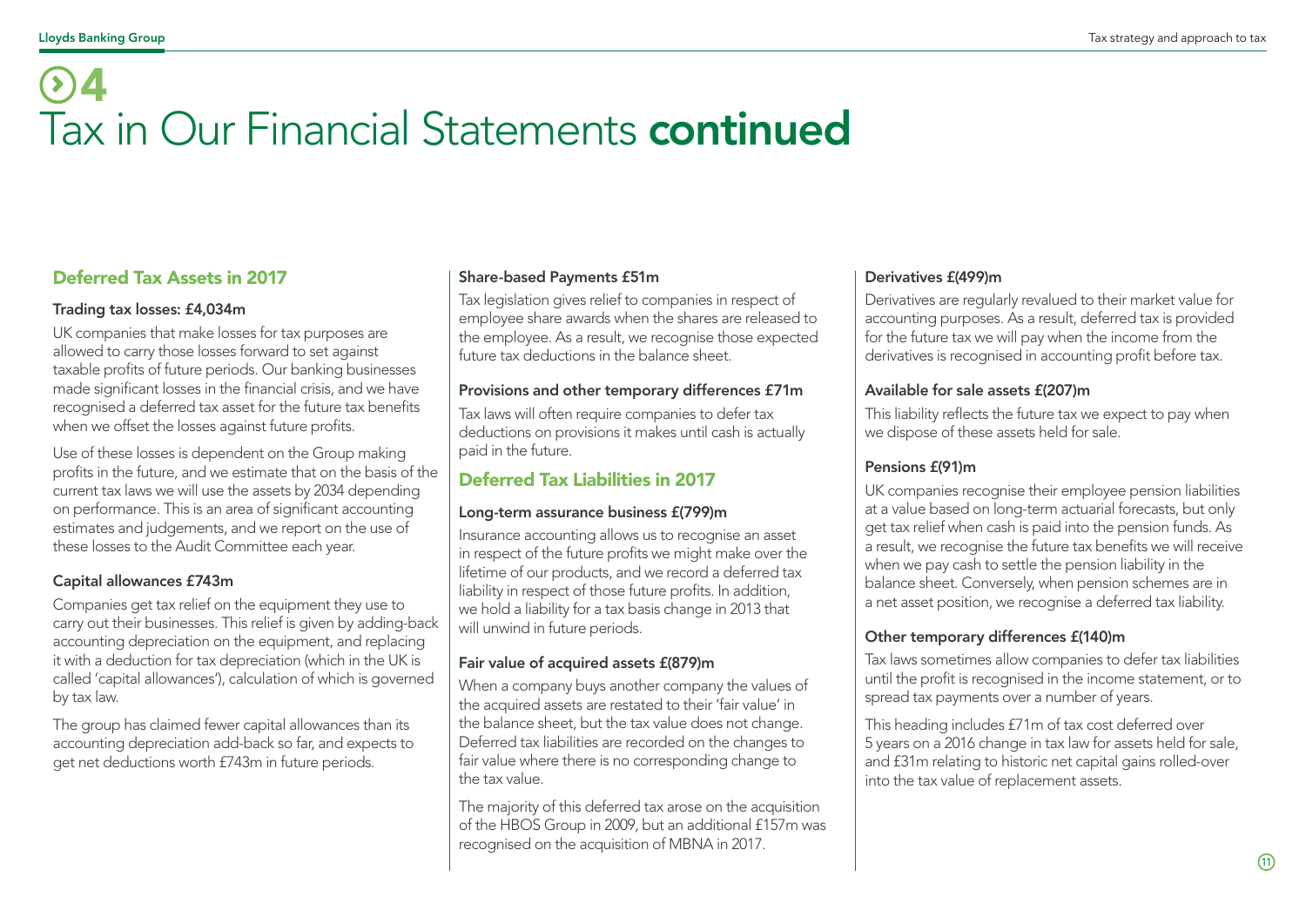# 4 Tax in Our Financial Statements **continued**

## Deferred Tax Assets in 2017

### Trading tax losses: £4,034m

UK companies that make losses for tax purposes are allowed to carry those losses forward to set against taxable profits of future periods. Our banking businesses made significant losses in the financial crisis, and we have recognised a deferred tax asset for the future tax benefits when we offset the losses against future profits.

Use of these losses is dependent on the Group making profits in the future, and we estimate that on the basis of the current tax laws we will use the assets by 2034 depending on performance. This is an area of significant accounting estimates and judgements, and we report on the use of these losses to the Audit Committee each year.

### Capital allowances £743m

Companies get tax relief on the equipment they use to carry out their businesses. This relief is given by adding-back accounting depreciation on the equipment, and replacing it with a deduction for tax depreciation (which in the UK is called 'capital allowances'), calculation of which is governed by tax law.

The group has claimed fewer capital allowances than its accounting depreciation add-back so far, and expects to get net deductions worth £743m in future periods.

### Share-based Payments £51m

Tax legislation gives relief to companies in respect of employee share awards when the shares are released to the employee. As a result, we recognise those expected future tax deductions in the balance sheet.

### Provisions and other temporary differences £71m

Tax laws will often require companies to defer tax deductions on provisions it makes until cash is actually paid in the future.

## Deferred Tax Liabilities in 2017

### Long-term assurance business £(799)m

Insurance accounting allows us to recognise an asset in respect of the future profits we might make over the lifetime of our products, and we record a deferred tax liability in respect of those future profits. In addition, we hold a liability for a tax basis change in 2013 that will unwind in future periods.

### Fair value of acquired assets £(879)m

When a company buys another company the values of the acquired assets are restated to their 'fair value' in the balance sheet, but the tax value does not change. Deferred tax liabilities are recorded on the changes to fair value where there is no corresponding change to the tax value.

The majority of this deferred tax arose on the acquisition of the HBOS Group in 2009, but an additional £157m was recognised on the acquisition of MBNA in 2017.

### Derivatives £(499)m

Derivatives are regularly revalued to their market value for accounting purposes. As a result, deferred tax is provided for the future tax we will pay when the income from the derivatives is recognised in accounting profit before tax.

### Available for sale assets £(207)m

This liability reflects the future tax we expect to pay when we dispose of these assets held for sale.

### Pensions £(91)m

UK companies recognise their employee pension liabilities at a value based on long-term actuarial forecasts, but only get tax relief when cash is paid into the pension funds. As a result, we recognise the future tax benefits we will receive when we pay cash to settle the pension liability in the balance sheet. Conversely, when pension schemes are in a net asset position, we recognise a deferred tax liability.

### Other temporary differences £(140)m

Tax laws sometimes allow companies to defer tax liabilities until the profit is recognised in the income statement, or to spread tax payments over a number of years.

This heading includes £71m of tax cost deferred over 5 years on a 2016 change in tax law for assets held for sale, and £31m relating to historic net capital gains rolled-over into the tax value of replacement assets.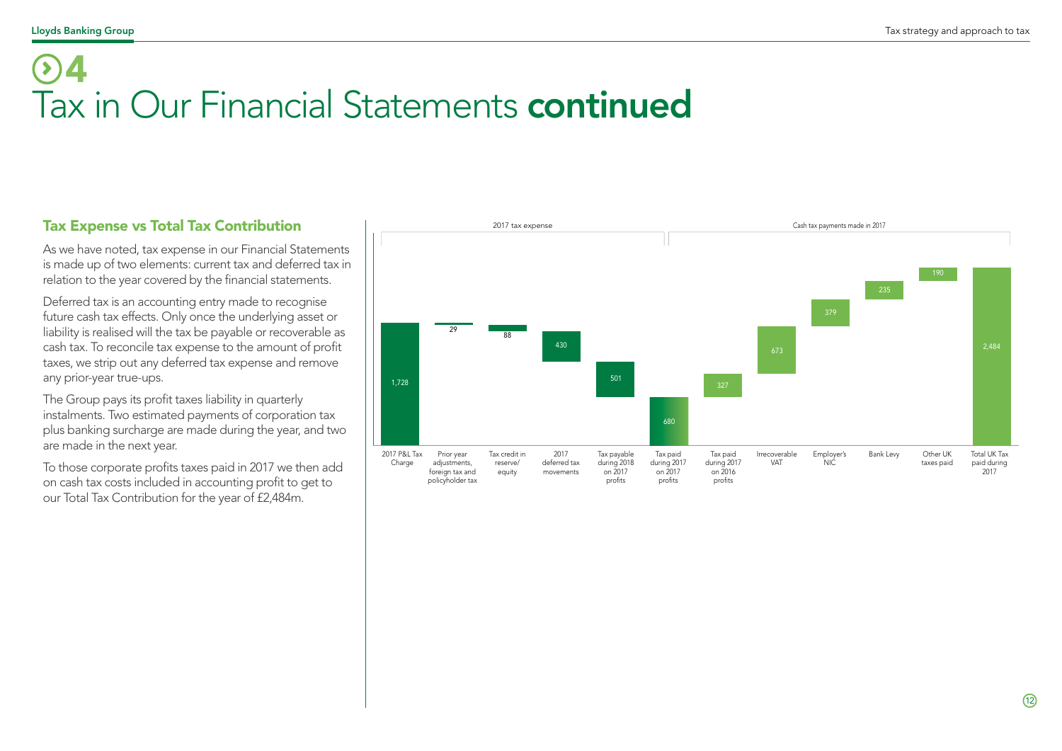# 4
# Tax in Our Financial Statements **continued**

## Tax Expense vs Total Tax Contribution

As we have noted, tax expense in our Financial Statements is made up of two elements: current tax and deferred tax in relation to the year covered by the financial statements.

Deferred tax is an accounting entry made to recognise future cash tax effects. Only once the underlying asset or liability is realised will the tax be payable or recoverable as cash tax. To reconcile tax expense to the amount of profit taxes, we strip out any deferred tax expense and remove any prior-year true-ups.

The Group pays its profit taxes liability in quarterly instalments. Two estimated payments of corporation tax plus banking surcharge are made during the year, and two are made in the next year.

To those corporate profits taxes paid in 2017 we then add on cash tax costs included in accounting profit to get to our Total Tax Contribution for the year of £2,484m.

| | Item | Amount |
|---|---|---|
| 2017 tax expense | 2017 P&L Tax Charge | 1,728 |
| | Prior year adjustments, foreign tax and policyholder tax | 29 |
| | Tax credit in reserve/ equity | 88 |
| | 2017 deferred tax movements | 430 |
| | Tax payable during 2018 on 2017 profits | 501 |
| | Tax paid during 2017 on 2017 profits | 680 |
| Cash tax payments made in 2017 | Tax paid during 2017 on 2016 profits | 327 |
| | Irrecoverable VAT | 673 |
| | Employer's NIC | 379 |
| | Bank Levy | 235 |
| | Other UK taxes paid | 190 |
| | Total UK Tax paid during 2017 | 2,484 |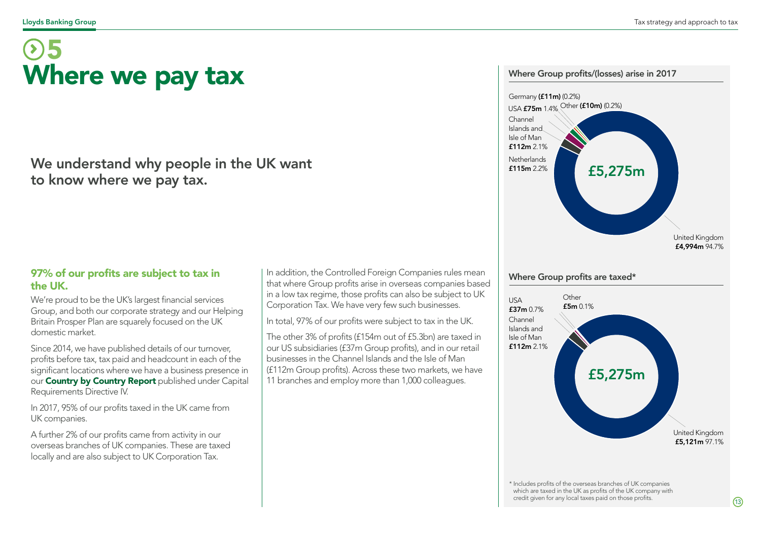# 5 Where we pay tax

## We understand why people in the UK want to know where we pay tax.

### 97% of our profits are subject to tax in the UK.

We're proud to be the UK's largest financial services Group, and both our corporate strategy and our Helping Britain Prosper Plan are squarely focused on the UK domestic market.

Since 2014, we have published details of our turnover, profits before tax, tax paid and headcount in each of the significant locations where we have a business presence in our **Country by Country Report** published under Capital Requirements Directive IV.

In 2017, 95% of our profits taxed in the UK came from UK companies.

A further 2% of our profits came from activity in our overseas branches of UK companies. These are taxed locally and are also subject to UK Corporation Tax.

In addition, the Controlled Foreign Companies rules mean that where Group profits arise in overseas companies based in a low tax regime, those profits can also be subject to UK Corporation Tax. We have very few such businesses.

In total, 97% of our profits were subject to tax in the UK.

The other 3% of profits (£154m out of £5.3bn) are taxed in our US subsidiaries (£37m Group profits), and in our retail businesses in the Channel Islands and the Isle of Man (£112m Group profits). Across these two markets, we have 11 branches and employ more than 1,000 colleagues.

### Where Group profits/(losses) arise in 2017

Total: £5,275m

| Location | Amount | Share |
| --- | --- | --- |
| United Kingdom | £4,994m | 94.7% |
| Netherlands | £115m | 2.2% |
| Channel Islands and Isle of Man | £112m | 2.1% |
| USA | £75m | 1.4% |
| Germany | (£11m) | (0.2%) |
| Other | (£10m) | (0.2%) |

### Where Group profits are taxed*

Total: £5,275m

| Location | Amount | Share |
| --- | --- | --- |
| United Kingdom | £5,121m | 97.1% |
| Channel Islands and Isle of Man | £112m | 2.1% |
| USA | £37m | 0.7% |
| Other | £5m | 0.1% |

\* Includes profits of the overseas branches of UK companies which are taxed in the UK as profits of the UK company with credit given for any local taxes paid on those profits.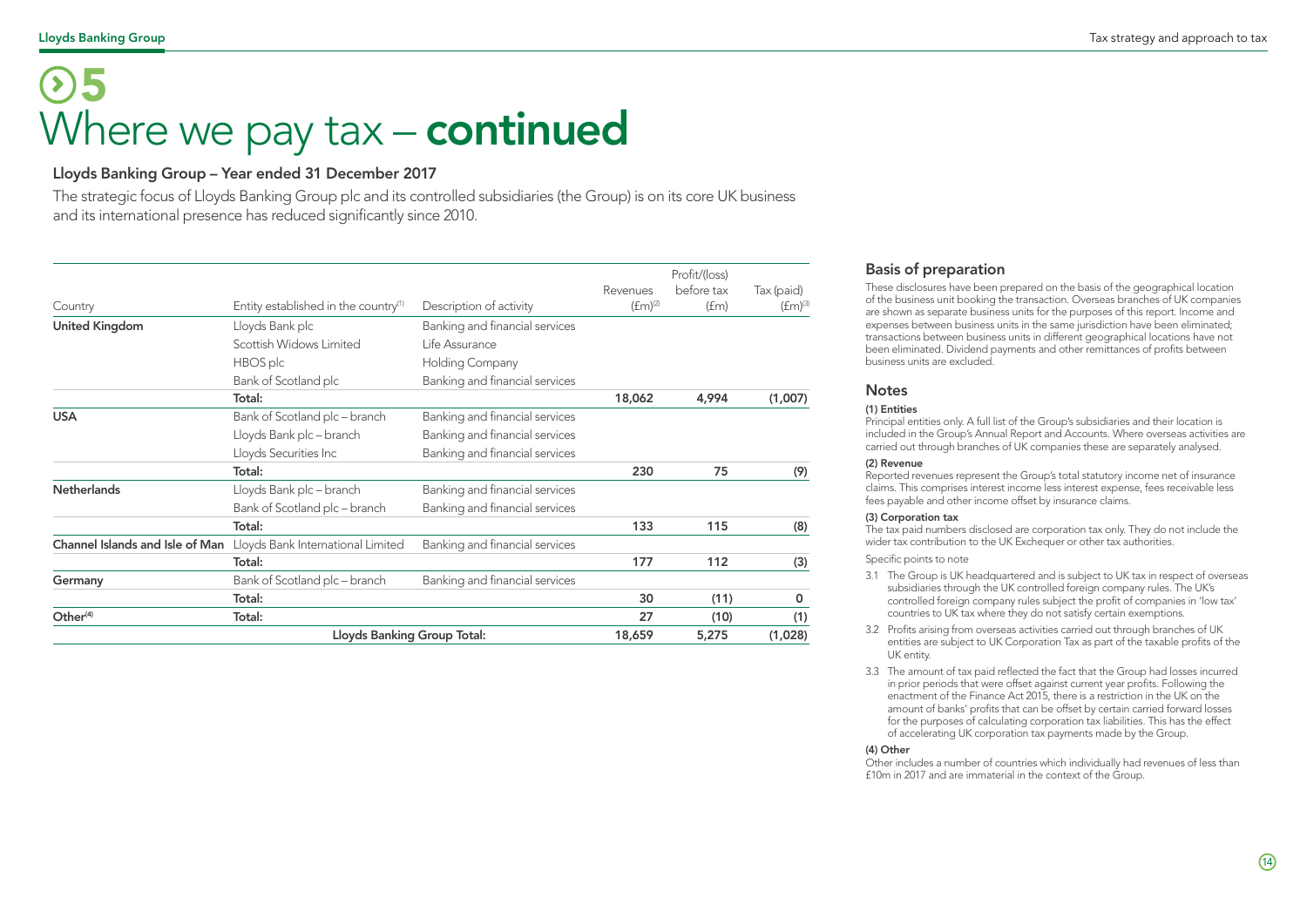# 5 Where we pay tax – continued

## Lloyds Banking Group – Year ended 31 December 2017

The strategic focus of Lloyds Banking Group plc and its controlled subsidiaries (the Group) is on its core UK business and its international presence has reduced significantly since 2010.

| Country | Entity established in the country[1] | Description of activity | Revenues (£m)[2] | Profit/(loss) before tax (£m) | Tax (paid) (£m)[3] |
|---|---|---|---|---|---|
| **United Kingdom** | Lloyds Bank plc | Banking and financial services | | | |
| | Scottish Widows Limited | Life Assurance | | | |
| | HBOS plc | Holding Company | | | |
| | Bank of Scotland plc | Banking and financial services | | | |
| | **Total:** | | **18,062** | **4,994** | **(1,007)** |
| **USA** | Bank of Scotland plc – branch | Banking and financial services | | | |
| | Lloyds Bank plc – branch | Banking and financial services | | | |
| | Lloyds Securities Inc | Banking and financial services | | | |
| | **Total:** | | **230** | **75** | **(9)** |
| **Netherlands** | Lloyds Bank plc – branch | Banking and financial services | | | |
| | Bank of Scotland plc – branch | Banking and financial services | | | |
| | **Total:** | | **133** | **115** | **(8)** |
| **Channel Islands and Isle of Man** | Lloyds Bank International Limited | Banking and financial services | | | |
| | **Total:** | | **177** | **112** | **(3)** |
| **Germany** | Bank of Scotland plc – branch | Banking and financial services | | | |
| | **Total:** | | **30** | **(11)** | **0** |
| **Other**[4] | **Total:** | | **27** | **(10)** | **(1)** |
| | **Lloyds Banking Group Total:** | | **18,659** | **5,275** | **(1,028)** |

## Basis of preparation

These disclosures have been prepared on the basis of the geographical location of the business unit booking the transaction. Overseas branches of UK companies are shown as separate business units for the purposes of this report. Income and expenses between business units in the same jurisdiction have been eliminated; transactions between business units in different geographical locations have not been eliminated. Dividend payments and other remittances of profits between business units are excluded.

## Notes

**(1) Entities**

Principal entities only. A full list of the Group's subsidiaries and their location is included in the Group's Annual Report and Accounts. Where overseas activities are carried out through branches of UK companies these are separately analysed.

**(2) Revenue**

Reported revenues represent the Group's total statutory income net of insurance claims. This comprises interest income less interest expense, fees receivable less fees payable and other income offset by insurance claims.

**(3) Corporation tax**

The tax paid numbers disclosed are corporation tax only. They do not include the wider tax contribution to the UK Exchequer or other tax authorities.

Specific points to note

3.1 The Group is UK headquartered and is subject to UK tax in respect of overseas subsidiaries through the UK controlled foreign company rules. The UK's controlled foreign company rules subject the profit of companies in 'low tax' countries to UK tax where they do not satisfy certain exemptions.

3.2 Profits arising from overseas activities carried out through branches of UK entities are subject to UK Corporation Tax as part of the taxable profits of the UK entity.

3.3 The amount of tax paid reflected the fact that the Group had losses incurred in prior periods that were offset against current year profits. Following the enactment of the Finance Act 2015, there is a restriction in the UK on the amount of banks' profits that can be offset by certain carried forward losses for the purposes of calculating corporation tax liabilities. This has the effect of accelerating UK corporation tax payments made by the Group.

**(4) Other**

Other includes a number of countries which individually had revenues of less than £10m in 2017 and are immaterial in the context of the Group.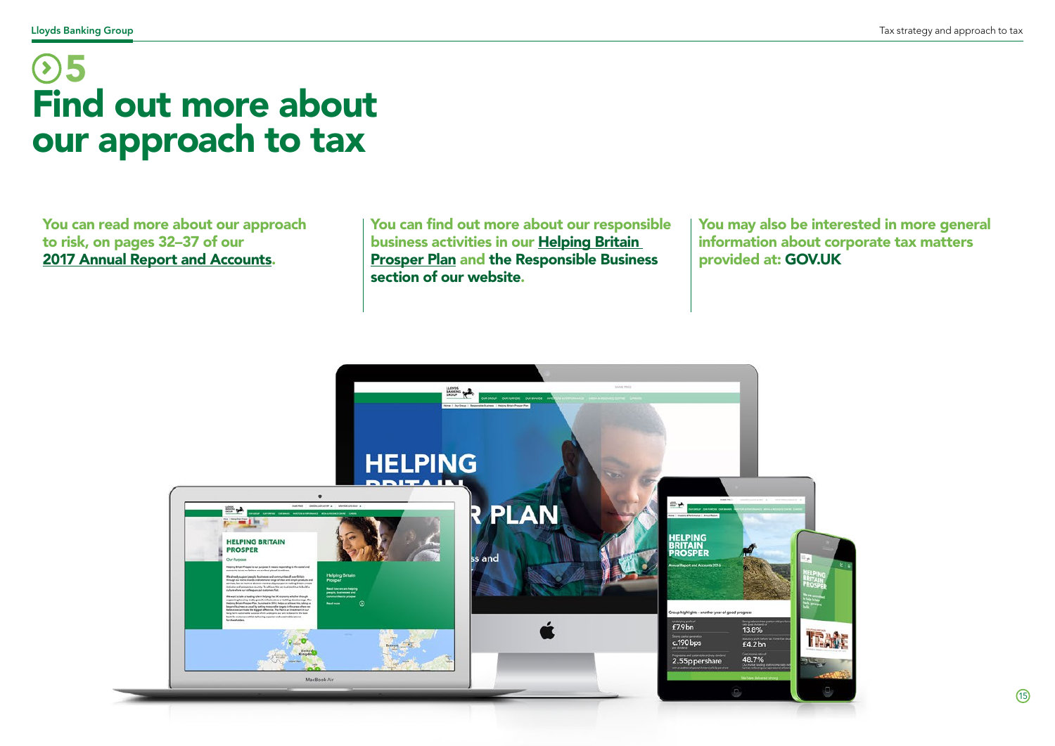# 5 Find out more about our approach to tax

You can read more about our approach to risk, on pages 32–37 of our **2017 Annual Report and Accounts**.

You can find out more about our responsible business activities in our **Helping Britain Prosper Plan** and **the Responsible Business section of our website**.

You may also be interested in more general information about corporate tax matters provided at: **GOV.UK**